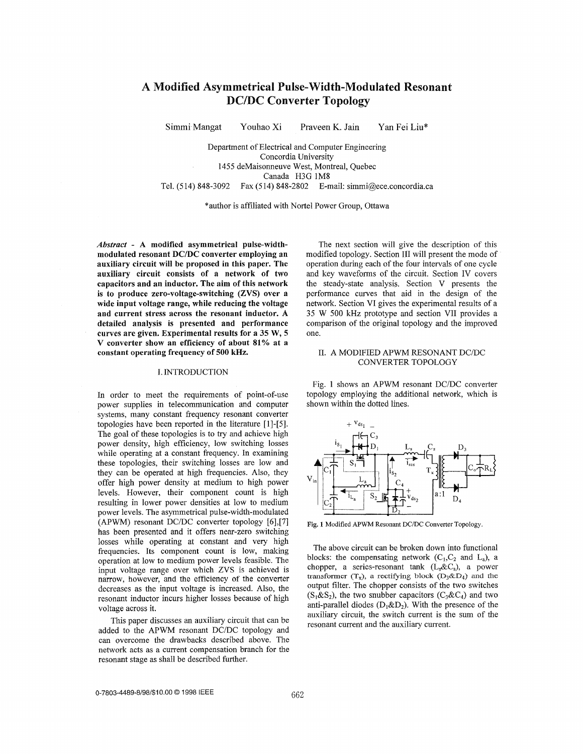# A Modified Asymmetrical Pulse-Width-Modulated Resonant DC/DC Converter Topology

Simmi Mangat  Youhao Xi  Praveen K. Jain  Yan Fei Liu*

Department of Electrical and Computer Engineering
Concordia University
1455 deMaisonneuve West, Montreal, Quebec
Canada H3G 1M8
Tel. (514) 848-3092  Fax (514) 848-2802  E-mail: simmi@ece.concordia.ca

*author is affiliated with Nortel Power Group, Ottawa

***Abstract*** **- A modified asymmetrical pulse-width-modulated resonant DC/DC converter employing an auxiliary circuit will be proposed in this paper. The auxiliary circuit consists of a network of two capacitors and an inductor. The aim of this network is to produce zero-voltage-switching (ZVS) over a wide input voltage range, while reducing the voltage and current stress across the resonant inductor. A detailed analysis is presented and performance curves are given. Experimental results for a 35 W, 5 V converter show an efficiency of about 81% at a constant operating frequency of 500 kHz.**

## I. INTRODUCTION

In order to meet the requirements of point-of-use power supplies in telecommunication and computer systems, many constant frequency resonant converter topologies have been reported in the literature [1]-[5]. The goal of these topologies is to try and achieve high power density, high efficiency, low switching losses while operating at a constant frequency. In examining these topologies, their switching losses are low and they can be operated at high frequencies. Also, they offer high power density at medium to high power levels. However, their component count is high resulting in lower power densities at low to medium power levels. The asymmetrical pulse-width-modulated (APWM) resonant DC/DC converter topology [6],[7] has been presented and it offers near-zero switching losses while operating at constant and very high frequencies. Its component count is low, making operation at low to medium power levels feasible. The input voltage range over which ZVS is achieved is narrow, however, and the efficiency of the converter decreases as the input voltage is increased. Also, the resonant inductor incurs higher losses because of high voltage across it.

This paper discusses an auxiliary circuit that can be added to the APWM resonant DC/DC topology and can overcome the drawbacks described above. The network acts as a current compensation branch for the resonant stage as shall be described further.

The next section will give the description of this modified topology. Section III will present the mode of operation during each of the four intervals of one cycle and key waveforms of the circuit. Section IV covers the steady-state analysis. Section V presents the performance curves that aid in the design of the network. Section VI gives the experimental results of a 35 W 500 kHz prototype and section VII provides a comparison of the original topology and the improved one.

## II. A MODIFIED APWM RESONANT DC/DC CONVERTER TOPOLOGY

Fig. 1 shows an APWM resonant DC/DC converter topology employing the additional network, which is shown within the dotted lines.

Fig. 1 Modified APWM Resonant DC/DC Converter Topology.

The above circuit can be broken down into functional blocks: the compensating network ($C_1$, $C_2$ and $L_a$), a chopper, a series-resonant tank ($L_s$&$C_s$), a power transformer ($T_X$), a rectifying block ($D_3$&$D_4$) and the output filter. The chopper consists of the two switches ($S_1$&$S_2$), the two snubber capacitors ($C_3$&$C_4$) and two anti-parallel diodes ($D_1$&$D_2$). With the presence of the auxiliary circuit, the switch current is the sum of the resonant current and the auxiliary current.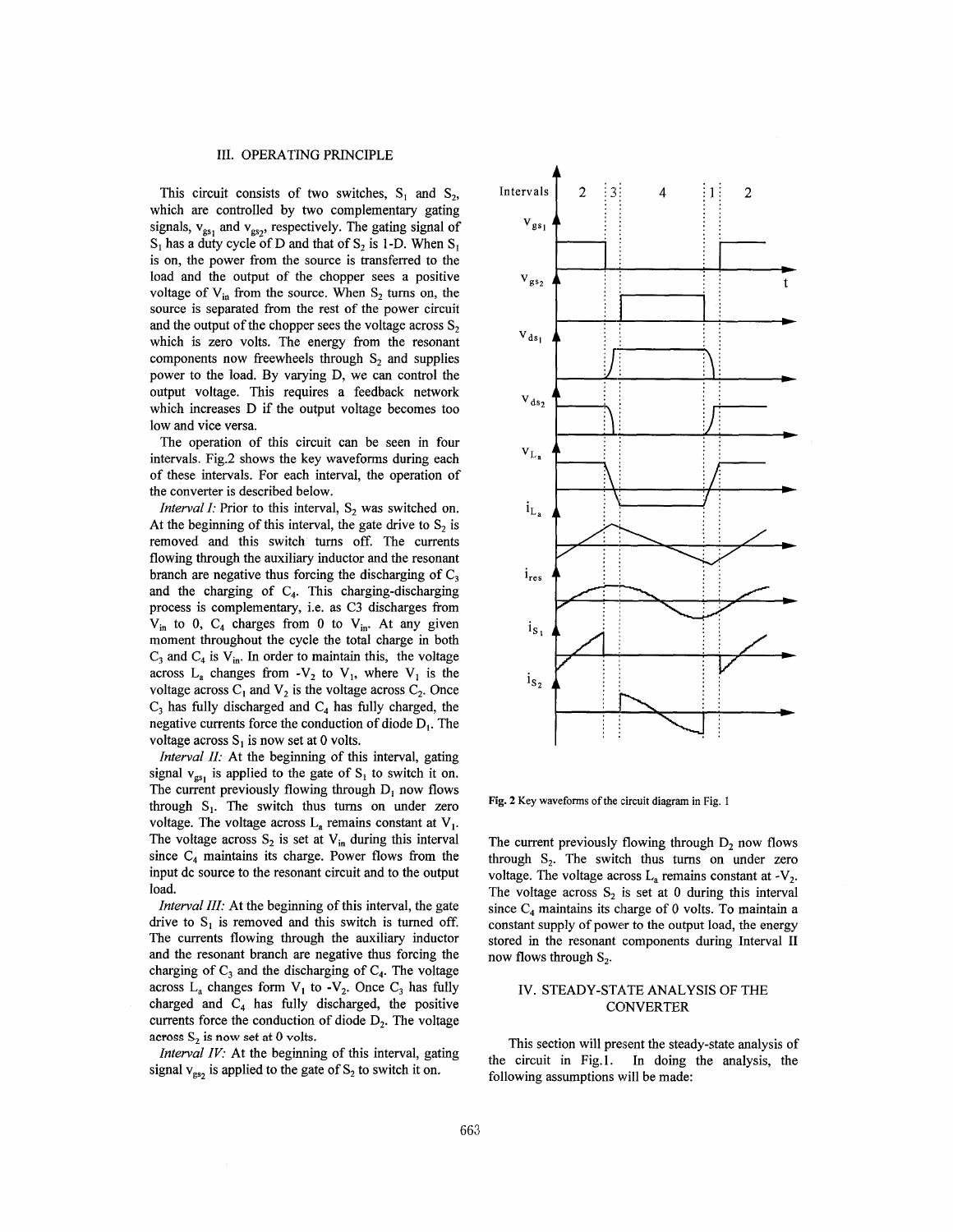## III. OPERATING PRINCIPLE

This circuit consists of two switches, $S_1$ and $S_2$, which are controlled by two complementary gating signals, $v_{gs1}$ and $v_{gs2}$, respectively. The gating signal of $S_1$ has a duty cycle of D and that of $S_2$ is 1-D. When $S_1$ is on, the power from the source is transferred to the load and the output of the chopper sees a positive voltage of $V_{in}$ from the source. When $S_2$ turns on, the source is separated from the rest of the power circuit and the output of the chopper sees the voltage across $S_2$ which is zero volts. The energy from the resonant components now freewheels through $S_2$ and supplies power to the load. By varying D, we can control the output voltage. This requires a feedback network which increases D if the output voltage becomes too low and vice versa.

The operation of this circuit can be seen in four intervals. Fig.2 shows the key waveforms during each of these intervals. For each interval, the operation of the converter is described below.

*Interval I:* Prior to this interval, $S_2$ was switched on. At the beginning of this interval, the gate drive to $S_2$ is removed and this switch turns off. The currents flowing through the auxiliary inductor and the resonant branch are negative thus forcing the discharging of $C_3$ and the charging of $C_4$. This charging-discharging process is complementary, i.e. as C3 discharges from $V_{in}$ to 0, $C_4$ charges from 0 to $V_{in}$. At any given moment throughout the cycle the total charge in both $C_3$ and $C_4$ is $V_{in}$. In order to maintain this, the voltage across $L_a$ changes from $-V_2$ to $V_1$, where $V_1$ is the voltage across $C_1$ and $V_2$ is the voltage across $C_2$. Once $C_3$ has fully discharged and $C_4$ has fully charged, the negative currents force the conduction of diode $D_1$. The voltage across $S_1$ is now set at 0 volts.

*Interval II:* At the beginning of this interval, gating signal $v_{gs1}$ is applied to the gate of $S_1$ to switch it on. The current previously flowing through $D_1$ now flows through $S_1$. The switch thus turns on under zero voltage. The voltage across $L_a$ remains constant at $V_1$. The voltage across $S_2$ is set at $V_{in}$ during this interval since $C_4$ maintains its charge. Power flows from the input dc source to the resonant circuit and to the output load.

*Interval III:* At the beginning of this interval, the gate drive to $S_1$ is removed and this switch is turned off. The currents flowing through the auxiliary inductor and the resonant branch are negative thus forcing the charging of $C_3$ and the discharging of $C_4$. The voltage across $L_a$ changes form $V_1$ to $-V_2$. Once $C_3$ has fully charged and $C_4$ has fully discharged, the positive currents force the conduction of diode $D_2$. The voltage across $S_2$ is now set at 0 volts.

*Interval IV:* At the beginning of this interval, gating signal $v_{gs2}$ is applied to the gate of $S_2$ to switch it on.

Intervals 2 3 4 1 2

$v_{gs1}$

$v_{gs2}$

t

$v_{ds1}$

$v_{ds2}$

$v_{L_a}$

$i_{L_a}$

$i_{res}$

$i_{S_1}$

$i_{S_2}$

**Fig. 2** Key waveforms of the circuit diagram in Fig. 1

The current previously flowing through $D_2$ now flows through $S_2$. The switch thus turns on under zero voltage. The voltage across $L_a$ remains constant at $-V_2$. The voltage across $S_2$ is set at 0 during this interval since $C_4$ maintains its charge of 0 volts. To maintain a constant supply of power to the output load, the energy stored in the resonant components during Interval II now flows through $S_2$.

## IV. STEADY-STATE ANALYSIS OF THE CONVERTER

This section will present the steady-state analysis of the circuit in Fig.1. In doing the analysis, the following assumptions will be made: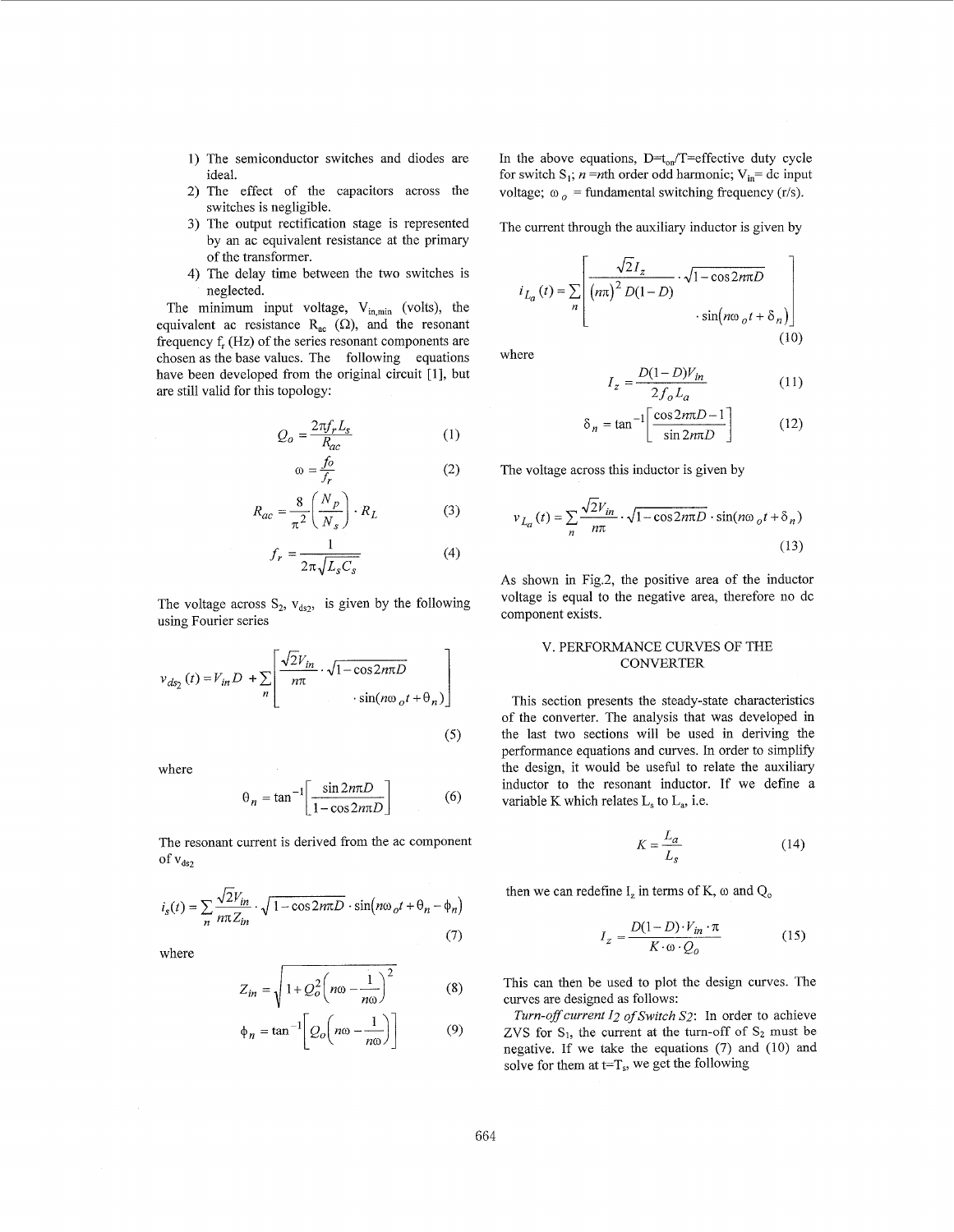1) The semiconductor switches and diodes are ideal.
2) The effect of the capacitors across the switches is negligible.
3) The output rectification stage is represented by an ac equivalent resistance at the primary of the transformer.
4) The delay time between the two switches is neglected.

The minimum input voltage, $V_{in,min}$ (volts), the equivalent ac resistance $R_{ac}$ ($\Omega$), and the resonant frequency $f_r$ (Hz) of the series resonant components are chosen as the base values. The following equations have been developed from the original circuit [1], but are still valid for this topology:

$$Q_o = \frac{2\pi f_r L_s}{R_{ac}} \tag{1}$$

$$\omega = \frac{f_o}{f_r} \tag{2}$$

$$R_{ac} = \frac{8}{\pi^2}\left(\frac{N_p}{N_s}\right) \cdot R_L \tag{3}$$

$$f_r = \frac{1}{2\pi\sqrt{L_s C_s}} \tag{4}$$

The voltage across $S_2$, $v_{ds2}$, is given by the following using Fourier series

$$v_{ds_2}(t) = V_{in} D + \sum_n \left[ \frac{\sqrt{2}V_{in}}{n\pi} \cdot \sqrt{1-\cos 2n\pi D} \cdot \sin(n\omega_o t + \theta_n) \right] \tag{5}$$

where

$$\theta_n = \tan^{-1}\left[\frac{\sin 2n\pi D}{1-\cos 2n\pi D}\right] \tag{6}$$

The resonant current is derived from the ac component of $v_{ds2}$

$$i_s(t) = \sum_n \frac{\sqrt{2}V_{in}}{n\pi Z_{in}} \cdot \sqrt{1-\cos 2n\pi D} \cdot \sin(n\omega_o t + \theta_n - \phi_n) \tag{7}$$

where

$$Z_{in} = \sqrt{1 + Q_o^2\left(n\omega - \frac{1}{n\omega}\right)^2} \tag{8}$$

$$\phi_n = \tan^{-1}\left[Q_o\left(n\omega - \frac{1}{n\omega}\right)\right] \tag{9}$$

In the above equations, $D=t_{on}/T$=effective duty cycle for switch $S_1$; $n$ =$n$th order odd harmonic; $V_{in}$= dc input voltage; $\omega_o$ = fundamental switching frequency (r/s).

The current through the auxiliary inductor is given by

$$i_{L_a}(t) = \sum_n \left[ \frac{\sqrt{2}I_z}{(n\pi)^2 D(1-D)} \cdot \sqrt{1-\cos 2n\pi D} \cdot \sin(n\omega_o t + \delta_n) \right] \tag{10}$$

where

$$I_z = \frac{D(1-D)V_{in}}{2 f_o L_a} \tag{11}$$

$$\delta_n = \tan^{-1}\left[\frac{\cos 2n\pi D - 1}{\sin 2n\pi D}\right] \tag{12}$$

The voltage across this inductor is given by

$$v_{L_a}(t) = \sum_n \frac{\sqrt{2}V_{in}}{n\pi} \cdot \sqrt{1-\cos 2n\pi D} \cdot \sin(n\omega_o t + \delta_n) \tag{13}$$

As shown in Fig.2, the positive area of the inductor voltage is equal to the negative area, therefore no dc component exists.

## V. PERFORMANCE CURVES OF THE CONVERTER

This section presents the steady-state characteristics of the converter. The analysis that was developed in the last two sections will be used in deriving the performance equations and curves. In order to simplify the design, it would be useful to relate the auxiliary inductor to the resonant inductor. If we define a variable K which relates $L_s$ to $L_a$, i.e.

$$K = \frac{L_a}{L_s} \tag{14}$$

then we can redefine $I_z$ in terms of K, $\omega$ and $Q_o$

$$I_z = \frac{D(1-D) \cdot V_{in} \cdot \pi}{K \cdot \omega \cdot Q_o} \tag{15}$$

This can then be used to plot the design curves. The curves are designed as follows:

*Turn-off current $I_2$ of Switch S2*: In order to achieve ZVS for $S_1$, the current at the turn-off of $S_2$ must be negative. If we take the equations (7) and (10) and solve for them at $t=T_s$, we get the following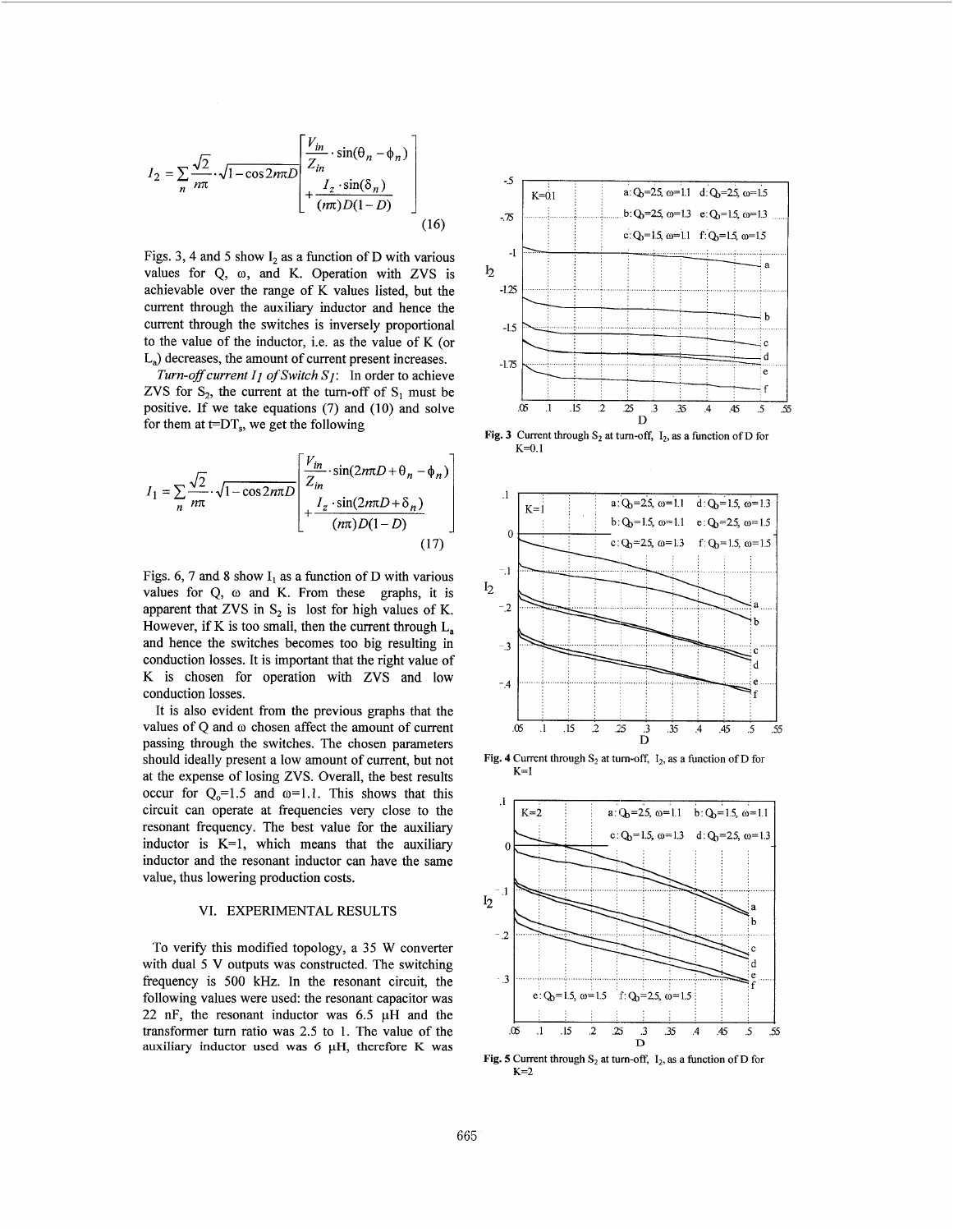$$I_2 = \sum_n \frac{\sqrt{2}}{n\pi} \cdot \sqrt{1-\cos 2n\pi D} \left[ \begin{array}{l} \frac{V_{in}}{Z_{in}} \cdot \sin(\theta_n - \phi_n) \\ + \frac{I_z \cdot \sin(\delta_n)}{(n\pi) D(1-D)} \end{array} \right] \tag{16}$$

Figs. 3, 4 and 5 show $I_2$ as a function of D with various values for Q, ω, and K. Operation with ZVS is achievable over the range of K values listed, but the current through the auxiliary inductor and hence the current through the switches is inversely proportional to the value of the inductor, i.e. as the value of K (or $L_a$) decreases, the amount of current present increases.

*Turn-off current $I_1$ of Switch $S_1$*: In order to achieve ZVS for $S_2$, the current at the turn-off of $S_1$ must be positive. If we take equations (7) and (10) and solve for them at $t=DT_s$, we get the following

$$I_1 = \sum_n \frac{\sqrt{2}}{n\pi} \cdot \sqrt{1-\cos 2n\pi D} \left[ \begin{array}{l} \frac{V_{in}}{Z_{in}} \cdot \sin(2n\pi D + \theta_n - \phi_n) \\ + \frac{I_z \cdot \sin(2n\pi D + \delta_n)}{(n\pi) D(1-D)} \end{array} \right] \tag{17}$$

Figs. 6, 7 and 8 show $I_1$ as a function of D with various values for Q, ω and K. From these graphs, it is apparent that ZVS in $S_2$ is lost for high values of K. However, if K is too small, then the current through $L_a$ and hence the switches becomes too big resulting in conduction losses. It is important that the right value of K is chosen for operation with ZVS and low conduction losses.

It is also evident from the previous graphs that the values of Q and ω chosen affect the amount of current passing through the switches. The chosen parameters should ideally present a low amount of current, but not at the expense of losing ZVS. Overall, the best results occur for $Q_o$=1.5 and ω=1.1. This shows that this circuit can operate at frequencies very close to the resonant frequency. The best value for the auxiliary inductor is K=1, which means that the auxiliary inductor and the resonant inductor can have the same value, thus lowering production costs.

## VI. EXPERIMENTAL RESULTS

To verify this modified topology, a 35 W converter with dual 5 V outputs was constructed. The switching frequency is 500 kHz. In the resonant circuit, the following values were used: the resonant capacitor was 22 nF, the resonant inductor was 6.5 μH and the transformer turn ratio was 2.5 to 1. The value of the auxiliary inductor used was 6 μH, therefore K was

K=0.1
a: $Q_o$=2.5, ω=1.1 d: $Q_o$=2.5, ω=1.5
b: $Q_o$=2.5, ω=1.3 e: $Q_o$=1.5, ω=1.3
c: $Q_o$=1.5, ω=1.1 f: $Q_o$=1.5, ω=1.5
-.5 -.75 -1 -1.25 -1.5 -1.75
$I_2$
.05 .1 .15 .2 .25 .3 .35 .4 .45 .5 .55
D

**Fig. 3** Current through $S_2$ at turn-off, $I_2$, as a function of D for K=0.1

K=1
a: $Q_o$=2.5, ω=1.1 d: $Q_o$=1.5, ω=1.3
b: $Q_o$=1.5, ω=1.1 e: $Q_o$=2.5, ω=1.5
c: $Q_o$=2.5, ω=1.3 f: $Q_o$=1.5, ω=1.5
.1 0 -.1 -.2 -.3 -.4
$I_2$
.05 .1 .15 .2 .25 .3 .35 .4 .45 .5 .55
D

**Fig. 4** Current through $S_2$ at turn-off, $I_2$, as a function of D for K=1

K=2
a: $Q_o$=2.5, ω=1.1 b: $Q_o$=1.5, ω=1.1
c: $Q_o$=1.5, ω=1.3 d: $Q_o$=2.5, ω=1.3
e: $Q_o$=1.5, ω=1.5 f: $Q_o$=2.5, ω=1.5
.1 0 -.1 -.2 -.3
$I_2$
.05 .1 .15 .2 .25 .3 .35 .4 .45 .5 .55
D

**Fig. 5** Current through $S_2$ at turn-off, $I_2$, as a function of D for K=2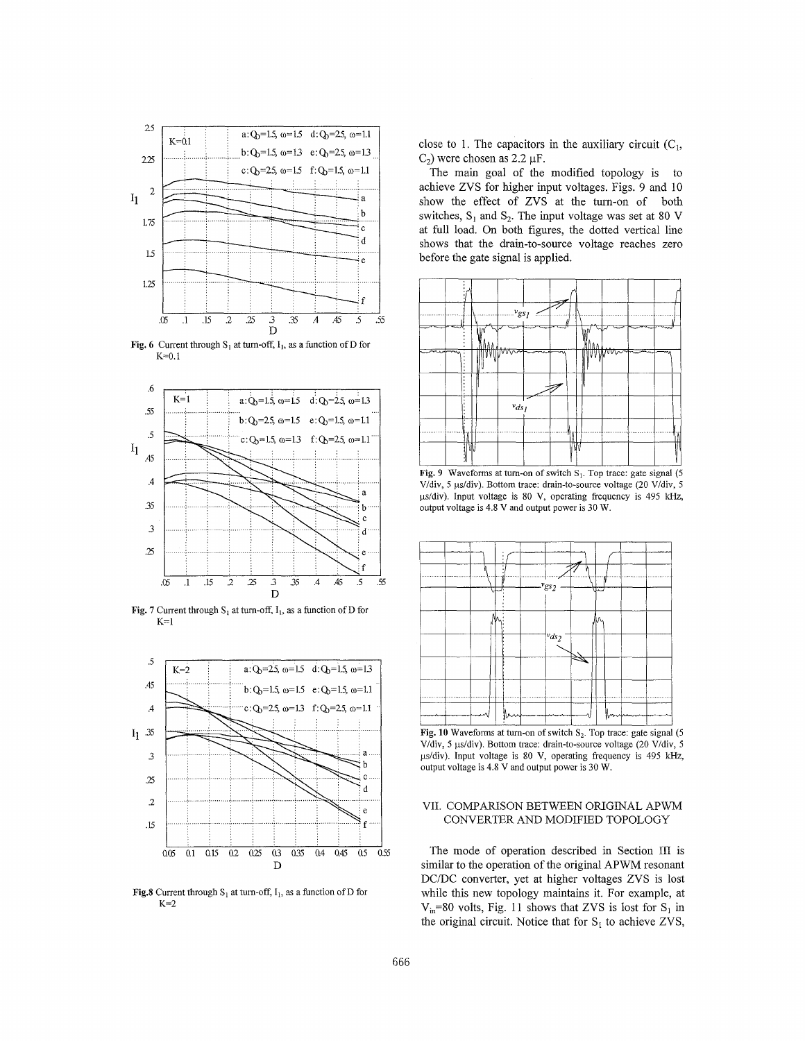K=0.1

a: $Q_0$=1.5, ω=1.5 d: $Q_0$=2.5, ω=1.1

b: $Q_0$=1.5, ω=1.3 e: $Q_0$=2.5, ω=1.3

c: $Q_0$=2.5, ω=1.5 f: $Q_0$=1.5, ω=1.1

$I_1$

2.5, 2.25, 2, 1.75, 1.5, 1.25

.05 .1 .15 .2 .25 .3 .35 .4 .45 .5 .55

D

**Fig. 6** Current through $S_1$ at turn-off, $I_1$, as a function of D for K=0.1

K=1

a: $Q_0$=1.5, ω=1.5 d: $Q_0$=2.5, ω=1.3

b: $Q_0$=2.5, ω=1.5 e: $Q_0$=1.5, ω=1.1

c: $Q_0$=1.5, ω=1.3 f: $Q_0$=2.5, ω=1.1

$I_1$

.6, .55, .5, .45, .4, .35, .3, .25

.05 .1 .15 .2 .25 .3 .35 .4 .45 .5 .55

D

**Fig. 7** Current through $S_1$ at turn-off, $I_1$, as a function of D for K=1

K=2

a: $Q_0$=2.5, ω=1.5 d: $Q_0$=1.5, ω=1.3

b: $Q_0$=1.5, ω=1.5 e: $Q_0$=1.5, ω=1.1

c: $Q_0$=2.5, ω=1.3 f: $Q_0$=2.5, ω=1.1

$I_1$

.5, .45, .4, .35, .3, .25, .2, .15

0.05 0.1 0.15 0.2 0.25 0.3 0.35 0.4 0.45 0.5 0.55

D

**Fig.8** Current through $S_1$ at turn-off, $I_1$, as a function of D for K=2

close to 1. The capacitors in the auxiliary circuit ($C_1$, $C_2$) were chosen as 2.2 μF.

The main goal of the modified topology is to achieve ZVS for higher input voltages. Figs. 9 and 10 show the effect of ZVS at the turn-on of both switches, $S_1$ and $S_2$. The input voltage was set at 80 V at full load. On both figures, the dotted vertical line shows that the drain-to-source voltage reaches zero before the gate signal is applied.

$v_{gs1}$

$v_{ds1}$

**Fig. 9** Waveforms at turn-on of switch $S_1$. Top trace: gate signal (5 V/div, 5 μs/div). Bottom trace: drain-to-source voltage (20 V/div, 5 μs/div). Input voltage is 80 V, operating frequency is 495 kHz, output voltage is 4.8 V and output power is 30 W.

$v_{gs2}$

$v_{ds2}$

**Fig. 10** Waveforms at turn-on of switch $S_2$. Top trace: gate signal (5 V/div, 5 μs/div). Bottom trace: drain-to-source voltage (20 V/div, 5 μs/div). Input voltage is 80 V, operating frequency is 495 kHz, output voltage is 4.8 V and output power is 30 W.

## VII. COMPARISON BETWEEN ORIGINAL APWM CONVERTER AND MODIFIED TOPOLOGY

The mode of operation described in Section III is similar to the operation of the original APWM resonant DC/DC converter, yet at higher voltages ZVS is lost while this new topology maintains it. For example, at $V_{in}$=80 volts, Fig. 11 shows that ZVS is lost for $S_1$ in the original circuit. Notice that for $S_1$ to achieve ZVS,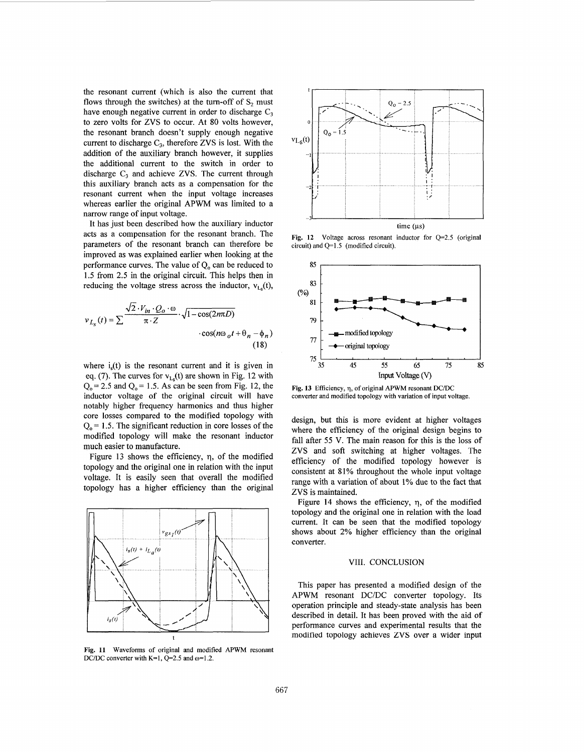the resonant current (which is also the current that flows through the switches) at the turn-off of $S_2$ must have enough negative current in order to discharge $C_3$ to zero volts for ZVS to occur. At 80 volts however, the resonant branch doesn't supply enough negative current to discharge $C_3$, therefore ZVS is lost. With the addition of the auxiliary branch however, it supplies the additional current to the switch in order to discharge $C_3$ and achieve ZVS. The current through this auxiliary branch acts as a compensation for the resonant current when the input voltage increases whereas earlier the original APWM was limited to a narrow range of input voltage.

It has just been described how the auxiliary inductor acts as a compensation for the resonant branch. The parameters of the resonant branch can therefore be improved as was explained earlier when looking at the performance curves. The value of $Q_o$ can be reduced to 1.5 from 2.5 in the original circuit. This helps then in reducing the voltage stress across the inductor, $v_{L_s}(t)$,

$$v_{L_s}(t) = \sum \frac{\sqrt{2} \cdot V_{in} \cdot Q_o \cdot \omega}{\pi \cdot Z} \cdot \sqrt{1 - \cos(2n\pi D)} \cdot \cos(n\omega_o t + \theta_n - \phi_n) \quad (18)$$

where $i_s(t)$ is the resonant current and it is given in eq. (7). The curves for $v_{L_s}(t)$ are shown in Fig. 12 with $Q_o = 2.5$ and $Q_o = 1.5$. As can be seen from Fig. 12, the inductor voltage of the original circuit will have notably higher frequency harmonics and thus higher core losses compared to the modified topology with $Q_o = 1.5$. The significant reduction in core losses of the modified topology will make the resonant inductor much easier to manufacture.

Figure 13 shows the efficiency, $\eta$, of the modified topology and the original one in relation with the input voltage. It is easily seen that overall the modified topology has a higher efficiency than the original design, but this is more evident at higher voltages where the efficiency of the original design begins to fall after 55 V. The main reason for this is the loss of ZVS and soft switching at higher voltages. The efficiency of the modified topology however is consistent at 81% throughout the whole input voltage range with a variation of about 1% due to the fact that ZVS is maintained.

Figure 14 shows the efficiency, $\eta$, of the modified topology and the original one in relation with the load current. It can be seen that the modified topology shows about 2% higher efficiency than the original converter.

$v_{gs1}(t)$

$i_s(t) + i_{La}(t)$

$i_s(t)$

t

**Fig. 11** Waveforms of original and modified APWM resonant DC/DC converter with K=1, Q=2.5 and ω=1.2.

1

0

-1

-2

-3

$Q_o = 2.5$

$Q_o = 1.5$

$V_{L_s}(t)$

time (μs)

**Fig. 12** Voltage across resonant inductor for Q=2.5 (original circuit) and Q=1.5 (modified circuit).

85

83

81

79

77

75

(%)

35 45 55 65 75 85

Input Voltage (V)

modified topology

original topology

**Fig. 13** Efficiency, η, of original APWM resonant DC/DC converter and modified topology with variation of input voltage.

## VIII. CONCLUSION

This paper has presented a modified design of the APWM resonant DC/DC converter topology. Its operation principle and steady-state analysis has been described in detail. It has been proved with the aid of performance curves and experimental results that the modified topology achieves ZVS over a wider input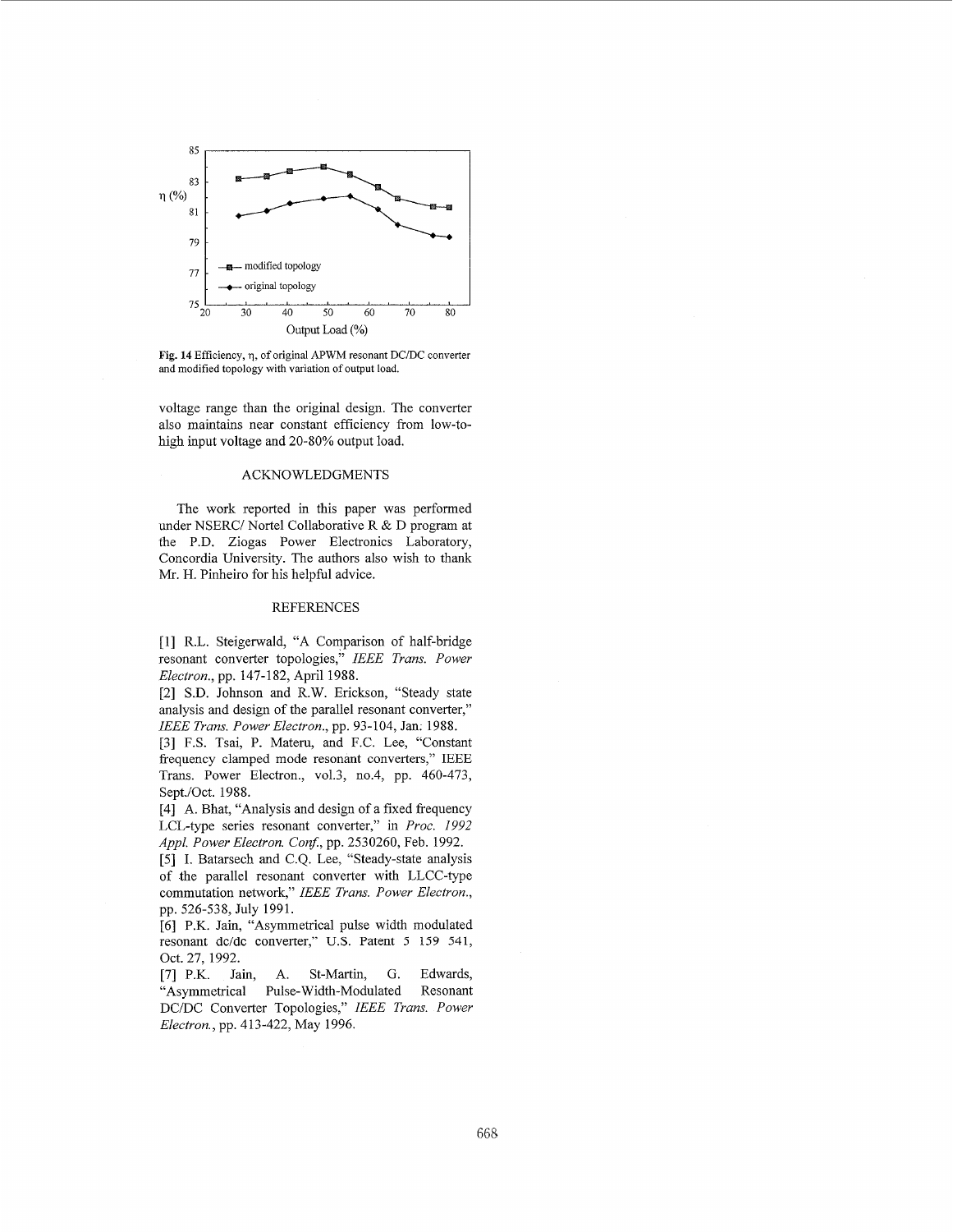85

83

η (%)

81

79

77

75

20 30 40 50 60 70 80

Output Load (%)

modified topology

original topology

**Fig. 14** Efficiency, η, of original APWM resonant DC/DC converter and modified topology with variation of output load.

voltage range than the original design. The converter also maintains near constant efficiency from low-to-high input voltage and 20-80% output load.

## ACKNOWLEDGMENTS

The work reported in this paper was performed under NSERC/ Nortel Collaborative R & D program at the P.D. Ziogas Power Electronics Laboratory, Concordia University. The authors also wish to thank Mr. H. Pinheiro for his helpful advice.

## REFERENCES

[1] R.L. Steigerwald, "A Comparison of half-bridge resonant converter topologies," *IEEE Trans. Power Electron.*, pp. 147-182, April 1988.

[2] S.D. Johnson and R.W. Erickson, "Steady state analysis and design of the parallel resonant converter," *IEEE Trans. Power Electron.*, pp. 93-104, Jan. 1988.

[3] F.S. Tsai, P. Materu, and F.C. Lee, "Constant frequency clamped mode resonant converters," IEEE Trans. Power Electron., vol.3, no.4, pp. 460-473, Sept./Oct. 1988.

[4] A. Bhat, "Analysis and design of a fixed frequency LCL-type series resonant converter," in *Proc. 1992 Appl. Power Electron. Conf.*, pp. 2530260, Feb. 1992.

[5] I. Batarsech and C.Q. Lee, "Steady-state analysis of the parallel resonant converter with LLCC-type commutation network," *IEEE Trans. Power Electron.*, pp. 526-538, July 1991.

[6] P.K. Jain, "Asymmetrical pulse width modulated resonant dc/dc converter," U.S. Patent 5 159 541, Oct. 27, 1992.

[7] P.K. Jain, A. St-Martin, G. Edwards, "Asymmetrical Pulse-Width-Modulated Resonant DC/DC Converter Topologies," *IEEE Trans. Power Electron.*, pp. 413-422, May 1996.